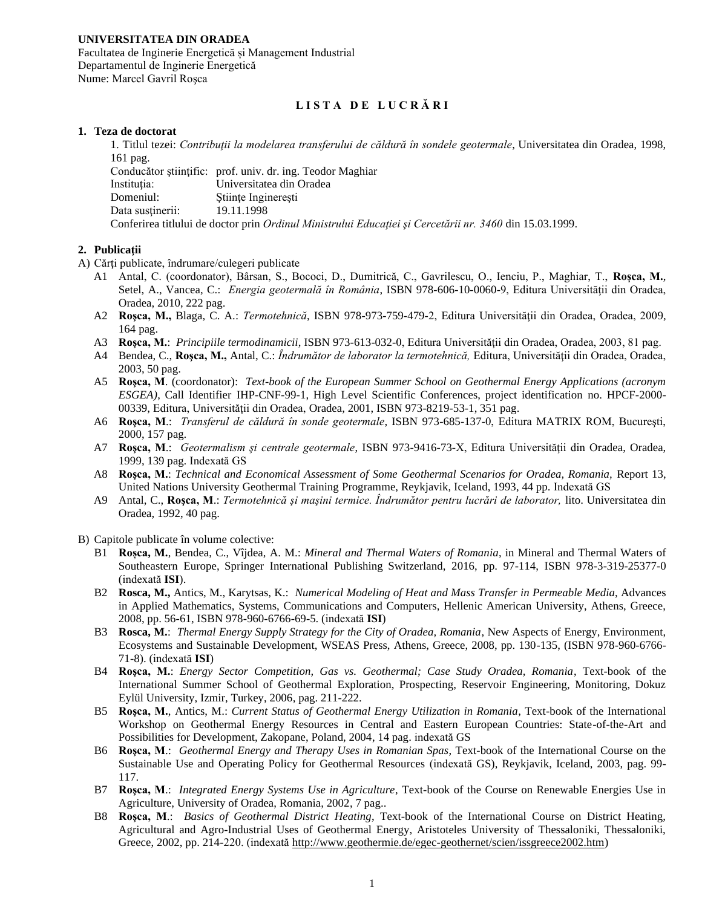**UNIVERSITATEA DIN ORADEA**
Facultatea de Inginerie Energetică și Management Industrial
Departamentul de Inginerie Energetică
Nume: Marcel Gavril Roşca

**L I S T A  D E  L U C R Ă R I**

## 1. Teza de doctorat

1. Titlul tezei: *Contribuţii la modelarea transferului de căldură în sondele geotermale*, Universitatea din Oradea, 1998, 161 pag.
Conducător ştiinţific: prof. univ. dr. ing. Teodor Maghiar
Instituţia: Universitatea din Oradea
Domeniul: Ştiinţe Inginereşti
Data susţinerii: 19.11.1998
Conferirea titlului de doctor prin *Ordinul Ministrului Educaţiei şi Cercetării nr. 3460* din 15.03.1999.

## 2. Publicaţii

A) Cărţi publicate, îndrumare/culegeri publicate

- A1 Antal, C. (coordonator), Bârsan, S., Bococi, D., Dumitrică, C., Gavrilescu, O., Ienciu, P., Maghiar, T., **Roşca, M.**, Setel, A., Vancea, C.: *Energia geotermală în România*, ISBN 978-606-10-0060-9, Editura Universităţii din Oradea, Oradea, 2010, 222 pag.
- A2 **Roşca, M.,** Blaga, C. A.: *Termotehnică*, ISBN 978-973-759-479-2, Editura Universităţii din Oradea, Oradea, 2009, 164 pag.
- A3 **Roşca, M.**: *Principiile termodinamicii*, ISBN 973-613-032-0, Editura Universităţii din Oradea, Oradea, 2003, 81 pag.
- A4 Bendea, C., **Roşca, M.,** Antal, C.: *Îndrumător de laborator la termotehnică,* Editura, Universităţii din Oradea, Oradea, 2003, 50 pag.
- A5 **Roşca, M**. (coordonator): *Text-book of the European Summer School on Geothermal Energy Applications (acronym ESGEA)*, Call Identifier IHP-CNF-99-1, High Level Scientific Conferences, project identification no. HPCF-2000-00339, Editura, Universităţii din Oradea, Oradea, 2001, ISBN 973-8219-53-1, 351 pag.
- A6 **Roşca, M**.: *Transferul de căldură în sonde geotermale*, ISBN 973-685-137-0, Editura MATRIX ROM, Bucureşti, 2000, 157 pag.
- A7 **Roşca, M**.: *Geotermalism şi centrale geotermale,* ISBN 973-9416-73-X, Editura Universităţii din Oradea, Oradea, 1999, 139 pag. Indexată GS
- A8 **Roşca, M.**: *Technical and Economical Assessment of Some Geothermal Scenarios for Oradea, Romania,* Report 13, United Nations University Geothermal Training Programme, Reykjavik, Iceland, 1993, 44 pp. Indexată GS
- A9 Antal, C., **Roşca, M**.: *Termotehnică şi maşini termice. Îndrumător pentru lucrări de laborator,* lito. Universitatea din Oradea, 1992, 40 pag.

B) Capitole publicate în volume colective:

- B1 **Roşca, M.**, Bendea, C., Vîjdea, A. M.: *Mineral and Thermal Waters of Romania*, in Mineral and Thermal Waters of Southeastern Europe, Springer International Publishing Switzerland, 2016, pp. 97-114, ISBN 978-3-319-25377-0 (indexată **ISI**).
- B2 **Rosca, M.,** Antics, M., Karytsas, K.: *Numerical Modeling of Heat and Mass Transfer in Permeable Media*, Advances in Applied Mathematics, Systems, Communications and Computers, Hellenic American University, Athens, Greece, 2008, pp. 56-61, ISBN 978-960-6766-69-5. (indexată **ISI**)
- B3 **Rosca, M.**: *Thermal Energy Supply Strategy for the City of Oradea, Romania*, New Aspects of Energy, Environment, Ecosystems and Sustainable Development, WSEAS Press, Athens, Greece, 2008, pp. 130-135, (ISBN 978-960-6766-71-8). (indexată **ISI**)
- B4 **Roşca, M.**: *Energy Sector Competition, Gas vs. Geothermal; Case Study Oradea, Romania*, Text-book of the International Summer School of Geothermal Exploration, Prospecting, Reservoir Engineering, Monitoring, Dokuz Eylül University, Izmir, Turkey, 2006, pag. 211-222.
- B5 **Roşca, M.**, Antics, M.: *Current Status of Geothermal Energy Utilization in Romania*, Text-book of the International Workshop on Geothermal Energy Resources in Central and Eastern European Countries: State-of-the-Art and Possibilities for Development, Zakopane, Poland, 2004, 14 pag. indexată GS
- B6 **Roşca, M**.: *Geothermal Energy and Therapy Uses in Romanian Spas*, Text-book of the International Course on the Sustainable Use and Operating Policy for Geothermal Resources (indexată GS), Reykjavik, Iceland, 2003, pag. 99-117.
- B7 **Roşca, M**.: *Integrated Energy Systems Use in Agriculture*, Text-book of the Course on Renewable Energies Use in Agriculture, University of Oradea, Romania, 2002, 7 pag..
- B8 **Roşca, M**.: *Basics of Geothermal District Heating*, Text-book of the International Course on District Heating, Agricultural and Agro-Industrial Uses of Geothermal Energy, Aristoteles University of Thessaloniki, Thessaloniki, Greece, 2002, pp. 214-220. (indexată http://www.geothermie.de/egec-geothernet/scien/issgreece2002.htm)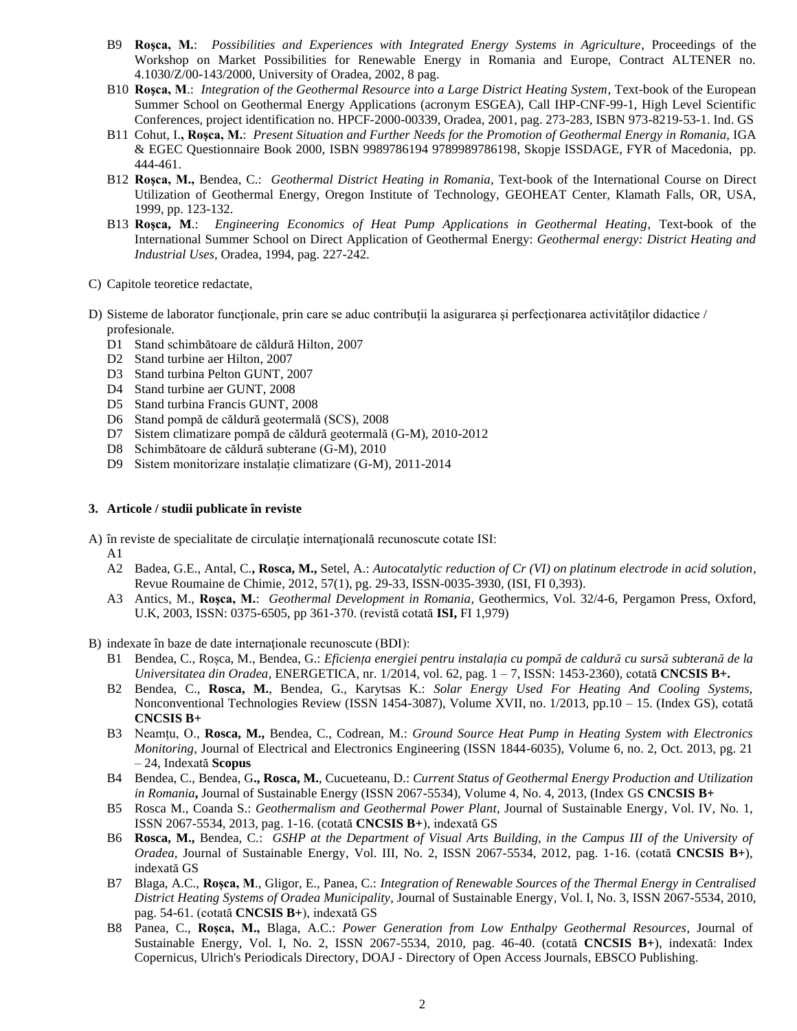- B9 **Roşca, M.**: *Possibilities and Experiences with Integrated Energy Systems in Agriculture*, Proceedings of the Workshop on Market Possibilities for Renewable Energy in Romania and Europe, Contract ALTENER no. 4.1030/Z/00-143/2000, University of Oradea, 2002, 8 pag.
- B10 **Roşca, M**.: *Integration of the Geothermal Resource into a Large District Heating System*, Text-book of the European Summer School on Geothermal Energy Applications (acronym ESGEA), Call IHP-CNF-99-1, High Level Scientific Conferences, project identification no. HPCF-2000-00339, Oradea, 2001, pag. 273-283, ISBN 973-8219-53-1. Ind. GS
- B11 Cohut, I.**, Roşca, M.**: *Present Situation and Further Needs for the Promotion of Geothermal Energy in Romania*, IGA & EGEC Questionnaire Book 2000, ISBN 9989786194 9789989786198, Skopje ISSDAGE, FYR of Macedonia, pp. 444-461.
- B12 **Roşca, M.,** Bendea, C.: *Geothermal District Heating in Romania*, Text-book of the International Course on Direct Utilization of Geothermal Energy, Oregon Institute of Technology, GEOHEAT Center, Klamath Falls, OR, USA, 1999, pp. 123-132.
- B13 **Roşca, M**.: *Engineering Economics of Heat Pump Applications in Geothermal Heating*, Text-book of the International Summer School on Direct Application of Geothermal Energy: *Geothermal energy: District Heating and Industrial Uses*, Oradea, 1994, pag. 227-242.

C) Capitole teoretice redactate,

D) Sisteme de laborator funcţionale, prin care se aduc contribuţii la asigurarea şi perfecţionarea activităţilor didactice / profesionale.
- D1 Stand schimbătoare de căldură Hilton, 2007
- D2 Stand turbine aer Hilton, 2007
- D3 Stand turbina Pelton GUNT, 2007
- D4 Stand turbine aer GUNT, 2008
- D5 Stand turbina Francis GUNT, 2008
- D6 Stand pompă de căldură geotermală (SCS), 2008
- D7 Sistem climatizare pompă de căldură geotermală (G-M), 2010-2012
- D8 Schimbătoare de căldură subterane (G-M), 2010
- D9 Sistem monitorizare instalaţie climatizare (G-M), 2011-2014

### 3. Articole / studii publicate în reviste

A) în reviste de specialitate de circulaţie internaţională recunoscute cotate ISI:
- A1
- A2 Badea, G.E., Antal, C.**, Rosca, M.,** Setel, A.: *Autocatalytic reduction of Cr (VI) on platinum electrode in acid solution*, Revue Roumaine de Chimie, 2012, 57(1), pg. 29-33, ISSN-0035-3930, (ISI, FI 0,393).
- A3 Antics, M., **Roşca, M.**: *Geothermal Development in Romania*, Geothermics, Vol. 32/4-6, Pergamon Press, Oxford, U.K, 2003, ISSN: 0375-6505, pp 361-370. (revistă cotată **ISI,** FI 1,979)

B) indexate în baze de date internaţionale recunoscute (BDI):
- B1 Bendea, C., Roşca, M., Bendea, G.: *Eficiența energiei pentru instalația cu pompă de caldură cu sursă subterană de la Universitatea din Oradea*, ENERGETICA, nr. 1/2014, vol. 62, pag. 1 – 7, ISSN: 1453-2360), cotată **CNCSIS B+.**
- B2 Bendea, C., **Rosca, M.**, Bendea, G., Karytsas K.: *Solar Energy Used For Heating And Cooling Systems*, Nonconventional Technologies Review (ISSN 1454-3087), Volume XVII, no. 1/2013, pp.10 – 15. (Index GS), cotată **CNCSIS B+**
- B3 Neamțu, O., **Rosca, M.,** Bendea, C., Codrean, M.: *Ground Source Heat Pump in Heating System with Electronics Monitoring*, Journal of Electrical and Electronics Engineering (ISSN 1844-6035), Volume 6, no. 2, Oct. 2013, pg. 21 – 24, Indexată **Scopus**
- B4 Bendea, C., Bendea, G**., Rosca, M.**, Cucueteanu, D.: *Current Status of Geothermal Energy Production and Utilization in Romania***,** Journal of Sustainable Energy (ISSN 2067-5534), Volume 4, No. 4, 2013, (Index GS **CNCSIS B+**
- B5 Rosca M., Coanda S.: *Geothermalism and Geothermal Power Plant*, Journal of Sustainable Energy, Vol. IV, No. 1, ISSN 2067-5534, 2013, pag. 1-16. (cotată **CNCSIS B+**), indexată GS
- B6 **Rosca, M.,** Bendea, C.: *GSHP at the Department of Visual Arts Building, in the Campus III of the University of Oradea*, Journal of Sustainable Energy, Vol. III, No. 2, ISSN 2067-5534, 2012, pag. 1-16. (cotată **CNCSIS B+**), indexată GS
- B7 Blaga, A.C., **Roșca, M**., Gligor, E., Panea, C.: *Integration of Renewable Sources of the Thermal Energy in Centralised District Heating Systems of Oradea Municipality*, Journal of Sustainable Energy, Vol. I, No. 3, ISSN 2067-5534, 2010, pag. 54-61. (cotată **CNCSIS B+**), indexată GS
- B8 Panea, C., **Roşca, M.,** Blaga, A.C.: *Power Generation from Low Enthalpy Geothermal Resources*, Journal of Sustainable Energy, Vol. I, No. 2, ISSN 2067-5534, 2010, pag. 46-40. (cotată **CNCSIS B+**), indexată: Index Copernicus, Ulrich's Periodicals Directory, DOAJ - Directory of Open Access Journals, EBSCO Publishing.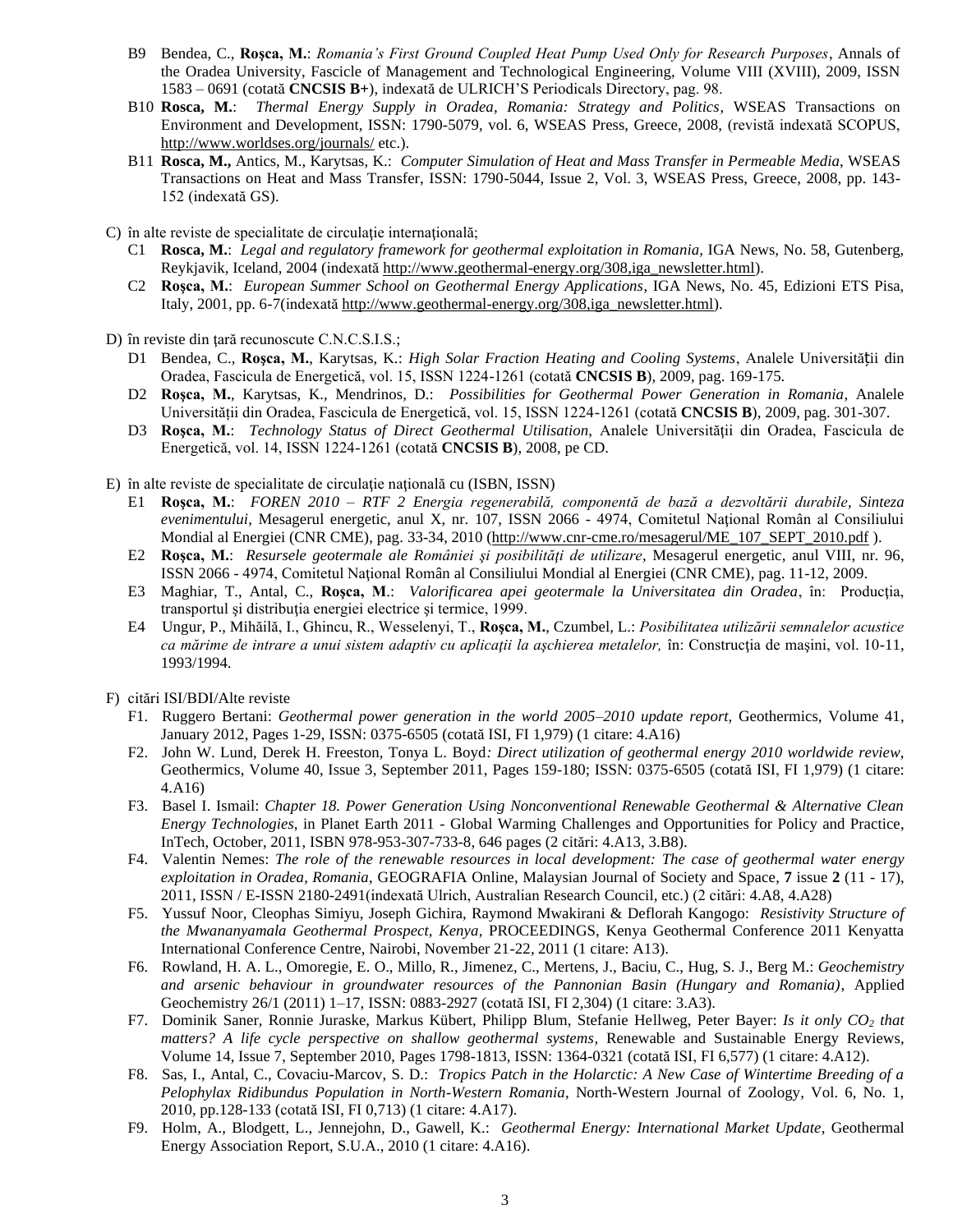B9 Bendea, C., **Roşca, M.**: *Romania's First Ground Coupled Heat Pump Used Only for Research Purposes*, Annals of the Oradea University, Fascicle of Management and Technological Engineering, Volume VIII (XVIII), 2009, ISSN 1583 – 0691 (cotată **CNCSIS B+**), indexată de ULRICH'S Periodicals Directory, pag. 98.

B10 **Rosca, M.**: *Thermal Energy Supply in Oradea, Romania: Strategy and Politics*, WSEAS Transactions on Environment and Development, ISSN: 1790-5079, vol. 6, WSEAS Press, Greece, 2008, (revistă indexată SCOPUS, http://www.worldses.org/journals/ etc.).

B11 **Rosca, M.,** Antics, M., Karytsas, K.: *Computer Simulation of Heat and Mass Transfer in Permeable Media*, WSEAS Transactions on Heat and Mass Transfer, ISSN: 1790-5044, Issue 2, Vol. 3, WSEAS Press, Greece, 2008, pp. 143-152 (indexată GS).

C) în alte reviste de specialitate de circulaţie internaţională;

C1 **Rosca, M.**: *Legal and regulatory framework for geothermal exploitation in Romania*, IGA News, No. 58, Gutenberg, Reykjavik, Iceland, 2004 (indexată http://www.geothermal-energy.org/308,iga_newsletter.html).

C2 **Roşca, M.**: *European Summer School on Geothermal Energy Applications*, IGA News, No. 45, Edizioni ETS Pisa, Italy, 2001, pp. 6-7(indexată http://www.geothermal-energy.org/308,iga_newsletter.html).

D) în reviste din ţară recunoscute C.N.C.S.I.S.;

D1 Bendea, C., **Roşca, M.**, Karytsas, K.: *High Solar Fraction Heating and Cooling Systems*, Analele Universității din Oradea, Fascicula de Energetică, vol. 15, ISSN 1224-1261 (cotată **CNCSIS B**), 2009, pag. 169-175.

D2 **Roşca, M.**, Karytsas, K., Mendrinos, D.: *Possibilities for Geothermal Power Generation in Romania*, Analele Universității din Oradea, Fascicula de Energetică, vol. 15, ISSN 1224-1261 (cotată **CNCSIS B**), 2009, pag. 301-307.

D3 **Roşca, M.**: *Technology Status of Direct Geothermal Utilisation*, Analele Universităţii din Oradea, Fascicula de Energetică, vol. 14, ISSN 1224-1261 (cotată **CNCSIS B**), 2008, pe CD.

E) în alte reviste de specialitate de circulaţie naţională cu (ISBN, ISSN)

E1 **Roşca, M.**: *FOREN 2010 – RTF 2 Energia regenerabilă, componentă de bază a dezvoltării durabile*, *Sinteza evenimentului*, Mesagerul energetic, anul X, nr. 107, ISSN 2066 - 4974, Comitetul Naţional Român al Consiliului Mondial al Energiei (CNR CME), pag. 33-34, 2010 (http://www.cnr-cme.ro/mesagerul/ME_107_SEPT_2010.pdf ).

E2 **Roşca, M.**: *Resursele geotermale ale României şi posibilităţi de utilizare*, Mesagerul energetic, anul VIII, nr. 96, ISSN 2066 - 4974, Comitetul Național Român al Consiliului Mondial al Energiei (CNR CME), pag. 11-12, 2009.

E3 Maghiar, T., Antal, C., **Roşca, M**.: *Valorificarea apei geotermale la Universitatea din Oradea*, în: Producţia, transportul şi distribuţia energiei electrice şi termice, 1999.

E4 Ungur, P., Mihăilă, I., Ghincu, R., Wesselenyi, T., **Roşca, M.**, Czumbel, L.: *Posibilitatea utilizării semnalelor acustice ca mărime de intrare a unui sistem adaptiv cu aplicaţii la aşchierea metalelor,* în: Construcţia de maşini, vol. 10-11, 1993/1994.

F) citări ISI/BDI/Alte reviste

F1. Ruggero Bertani: *Geothermal power generation in the world 2005–2010 update report*, Geothermics, Volume 41, January 2012, Pages 1-29, ISSN: 0375-6505 (cotată ISI, FI 1,979) (1 citare: 4.A16)

F2. John W. Lund, Derek H. Freeston, Tonya L. Boyd*: Direct utilization of geothermal energy 2010 worldwide review*, Geothermics, Volume 40, Issue 3, September 2011, Pages 159-180; ISSN: 0375-6505 (cotată ISI, FI 1,979) (1 citare: 4.A16)

F3. Basel I. Ismail: *Chapter 18. Power Generation Using Nonconventional Renewable Geothermal & Alternative Clean Energy Technologies*, in Planet Earth 2011 - Global Warming Challenges and Opportunities for Policy and Practice, InTech, October, 2011, ISBN 978-953-307-733-8, 646 pages (2 citări: 4.A13, 3.B8).

F4. Valentin Nemes: *The role of the renewable resources in local development: The case of geothermal water energy exploitation in Oradea, Romania*, GEOGRAFIA Online, Malaysian Journal of Society and Space, **7** issue **2** (11 - 17), 2011, ISSN / E-ISSN 2180-2491(indexată Ulrich, Australian Research Council, etc.) (2 citări: 4.A8, 4.A28)

F5. Yussuf Noor, Cleophas Simiyu, Joseph Gichira, Raymond Mwakirani & Deflorah Kangogo: *Resistivity Structure of the Mwananyamala Geothermal Prospect, Kenya*, PROCEEDINGS, Kenya Geothermal Conference 2011 Kenyatta International Conference Centre, Nairobi, November 21-22, 2011 (1 citare: A13).

F6. Rowland, H. A. L., Omoregie, E. O., Millo, R., Jimenez, C., Mertens, J., Baciu, C., Hug, S. J., Berg M.: *Geochemistry and arsenic behaviour in groundwater resources of the Pannonian Basin (Hungary and Romania)*, Applied Geochemistry 26/1 (2011) 1–17, ISSN: 0883-2927 (cotată ISI, FI 2,304) (1 citare: 3.A3).

F7. Dominik Saner, Ronnie Juraske, Markus Kübert, Philipp Blum, Stefanie Hellweg, Peter Bayer: *Is it only $CO_2$ that matters? A life cycle perspective on shallow geothermal systems*, Renewable and Sustainable Energy Reviews, Volume 14, Issue 7, September 2010, Pages 1798-1813, ISSN: 1364-0321 (cotată ISI, FI 6,577) (1 citare: 4.A12).

F8. Sas, I., Antal, C., Covaciu-Marcov, S. D.: *Tropics Patch in the Holarctic: A New Case of Wintertime Breeding of a Pelophylax Ridibundus Population in North-Western Romania*, North-Western Journal of Zoology, Vol. 6, No. 1, 2010, pp.128-133 (cotată ISI, FI 0,713) (1 citare: 4.A17).

F9. Holm, A., Blodgett, L., Jennejohn, D., Gawell, K.: *Geothermal Energy: International Market Update*, Geothermal Energy Association Report, S.U.A., 2010 (1 citare: 4.A16).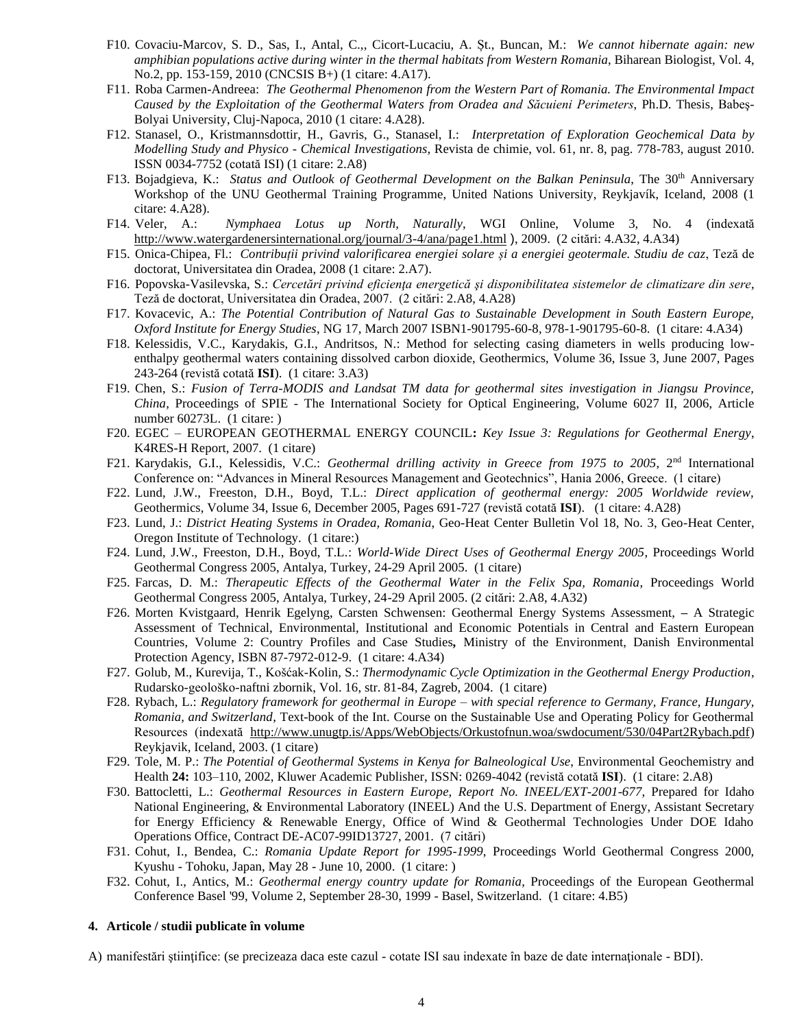F10. Covaciu-Marcov, S. D., Sas, I., Antal, C.,, Cicort-Lucaciu, A. Șt., Buncan, M.: *We cannot hibernate again: new amphibian populations active during winter in the thermal habitats from Western Romania*, Biharean Biologist, Vol. 4, No.2, pp. 153-159, 2010 (CNCSIS B+) (1 citare: 4.A17).

F11. Roba Carmen-Andreea: *The Geothermal Phenomenon from the Western Part of Romania. The Environmental Impact Caused by the Exploitation of the Geothermal Waters from Oradea and Săcueni Perimeters*, Ph.D. Thesis, Babeş-Bolyai University, Cluj-Napoca, 2010 (1 citare: 4.A28).

F12. Stanasel, O., Kristmannsdottir, H., Gavris, G., Stanasel, I.: *Interpretation of Exploration Geochemical Data by Modelling Study and Physico - Chemical Investigations*, Revista de chimie, vol. 61, nr. 8, pag. 778-783, august 2010. ISSN 0034-7752 (cotată ISI) (1 citare: 2.A8)

F13. Bojadgieva, K.: *Status and Outlook of Geothermal Development on the Balkan Peninsula*, The 30th Anniversary Workshop of the UNU Geothermal Training Programme, United Nations University, Reykjavík, Iceland, 2008 (1 citare: 4.A28).

F14. Veler, A.: *Nymphaea Lotus up North, Naturally*, WGI Online, Volume 3, No. 4 (indexată http://www.watergardenersinternational.org/journal/3-4/ana/page1.html ), 2009. (2 citări: 4.A32, 4.A34)

F15. Onica-Chipea, Fl.: *Contribuții privind valorificarea energiei solare și a energiei geotermale. Studiu de caz*, Teză de doctorat, Universitatea din Oradea, 2008 (1 citare: 2.A7).

F16. Popovska-Vasilevska, S.: *Cercetări privind eficienţa energetică şi disponibilitatea sistemelor de climatizare din sere*, Teză de doctorat, Universitatea din Oradea, 2007. (2 citări: 2.A8, 4.A28)

F17. Kovacevic, A.: *The Potential Contribution of Natural Gas to Sustainable Development in South Eastern Europe, Oxford Institute for Energy Studies*, NG 17, March 2007 ISBN1-901795-60-8, 978-1-901795-60-8. (1 citare: 4.A34)

F18. Kelessidis, V.C., Karydakis, G.I., Andritsos, N.: Method for selecting casing diameters in wells producing low-enthalpy geothermal waters containing dissolved carbon dioxide, Geothermics, Volume 36, Issue 3, June 2007, Pages 243-264 (revistă cotată **ISI**). (1 citare: 3.A3)

F19. Chen, S.: *Fusion of Terra-MODIS and Landsat TM data for geothermal sites investigation in Jiangsu Province, China*, Proceedings of SPIE - The International Society for Optical Engineering, Volume 6027 II, 2006, Article number 60273L. (1 citare: )

F20. EGEC – EUROPEAN GEOTHERMAL ENERGY COUNCIL**:** *Key Issue 3: Regulations for Geothermal Energy*, K4RES-H Report, 2007. (1 citare)

F21. Karydakis, G.I., Kelessidis, V.C.: *Geothermal drilling activity in Greece from 1975 to 2005*, 2nd International Conference on: "Advances in Mineral Resources Management and Geotechnics", Hania 2006, Greece. (1 citare)

F22. Lund, J.W., Freeston, D.H., Boyd, T.L.: *Direct application of geothermal energy: 2005 Worldwide review*, Geothermics, Volume 34, Issue 6, December 2005, Pages 691-727 (revistă cotată **ISI**). (1 citare: 4.A28)

F23. Lund, J.: *District Heating Systems in Oradea, Romania*, Geo-Heat Center Bulletin Vol 18, No. 3, Geo-Heat Center, Oregon Institute of Technology. (1 citare:)

F24. Lund, J.W., Freeston, D.H., Boyd, T.L.: *World-Wide Direct Uses of Geothermal Energy 2005*, Proceedings World Geothermal Congress 2005, Antalya, Turkey, 24-29 April 2005. (1 citare)

F25. Farcas, D. M.: *Therapeutic Effects of the Geothermal Water in the Felix Spa, Romania*, Proceedings World Geothermal Congress 2005, Antalya, Turkey, 24-29 April 2005. (2 citări: 2.A8, 4.A32)

F26. Morten Kvistgaard, Henrik Egelyng, Carsten Schwensen: Geothermal Energy Systems Assessment, **–** A Strategic Assessment of Technical, Environmental, Institutional and Economic Potentials in Central and Eastern European Countries, Volume 2: Country Profiles and Case Studies**,** Ministry of the Environment, Danish Environmental Protection Agency, ISBN 87-7972-012-9. (1 citare: 4.A34)

F27. Golub, M., Kurevija, T., Košćak-Kolin, S.: *Thermodynamic Cycle Optimization in the Geothermal Energy Production*, Rudarsko-geološko-naftni zbornik, Vol. 16, str. 81-84, Zagreb, 2004. (1 citare)

F28. Rybach, L.: *Regulatory framework for geothermal in Europe – with special reference to Germany, France, Hungary, Romania, and Switzerland*, Text-book of the Int. Course on the Sustainable Use and Operating Policy for Geothermal Resources (indexată http://www.unugtp.is/Apps/WebObjects/Orkustofnun.woa/swdocument/530/04Part2Rybach.pdf) Reykjavik, Iceland, 2003. (1 citare)

F29. Tole, M. P.: *The Potential of Geothermal Systems in Kenya for Balneological Use*, Environmental Geochemistry and Health **24:** 103–110, 2002, Kluwer Academic Publisher, ISSN: 0269-4042 (revistă cotată **ISI**). (1 citare: 2.A8)

F30. Battocletti, L.: *Geothermal Resources in Eastern Europe, Report No. INEEL/EXT-2001-677*, Prepared for Idaho National Engineering, & Environmental Laboratory (INEEL) And the U.S. Department of Energy, Assistant Secretary for Energy Efficiency & Renewable Energy, Office of Wind & Geothermal Technologies Under DOE Idaho Operations Office, Contract DE-AC07-99ID13727, 2001. (7 citări)

F31. Cohut, I., Bendea, C.: *Romania Update Report for 1995-1999*, Proceedings World Geothermal Congress 2000, Kyushu - Tohoku, Japan, May 28 - June 10, 2000. (1 citare: )

F32. Cohut, I., Antics, M.: *Geothermal energy country update for Romania*, Proceedings of the European Geothermal Conference Basel '99, Volume 2, September 28-30, 1999 - Basel, Switzerland. (1 citare: 4.B5)

**4. Articole / studii publicate în volume**

A) manifestări științifice: (se precizeaza daca este cazul - cotate ISI sau indexate în baze de date internaționale - BDI).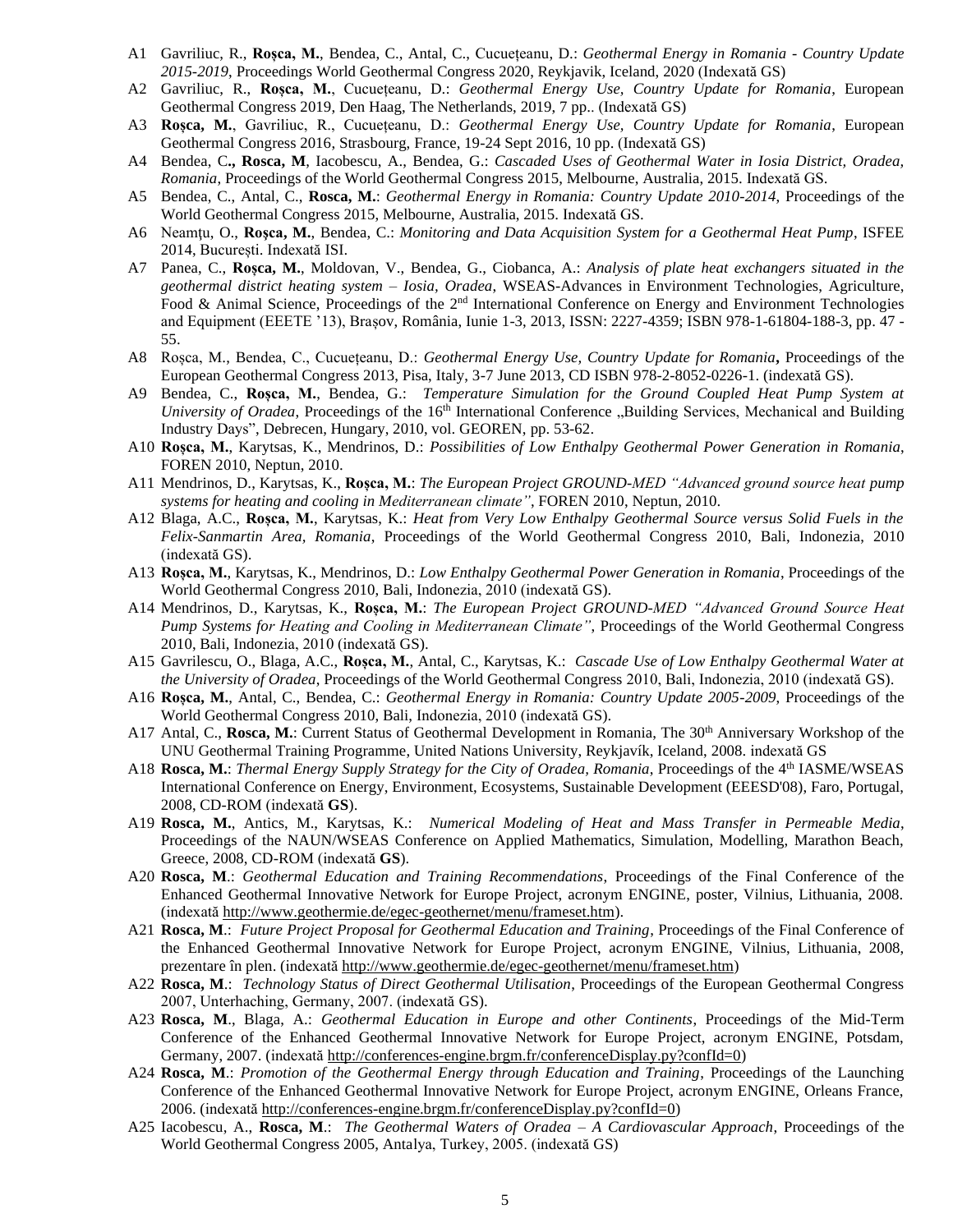A1 Gavriliuc, R., **Roşca, M.**, Bendea, C., Antal, C., Cucuețeanu, D.: *Geothermal Energy in Romania - Country Update 2015-2019*, Proceedings World Geothermal Congress 2020, Reykjavik, Iceland, 2020 (Indexată GS)

A2 Gavriliuc, R., **Roşca, M.**, Cucuețeanu, D.: *Geothermal Energy Use, Country Update for Romania*, European Geothermal Congress 2019, Den Haag, The Netherlands, 2019, 7 pp.. (Indexată GS)

A3 **Roşca, M.**, Gavriliuc, R., Cucuețeanu, D.: *Geothermal Energy Use, Country Update for Romania*, European Geothermal Congress 2016, Strasbourg, France, 19-24 Sept 2016, 10 pp. (Indexată GS)

A4 Bendea, C**., Rosca, M**, Iacobescu, A., Bendea, G.: *Cascaded Uses of Geothermal Water in Iosia District, Oradea, Romania*, Proceedings of the World Geothermal Congress 2015, Melbourne, Australia, 2015. Indexată GS.

A5 Bendea, C., Antal, C., **Rosca, M.**: *Geothermal Energy in Romania: Country Update 2010-2014*, Proceedings of the World Geothermal Congress 2015, Melbourne, Australia, 2015. Indexată GS.

A6 Neamţu, O., **Roşca, M.**, Bendea, C.: *Monitoring and Data Acquisition System for a Geothermal Heat Pump*, ISFEE 2014, Bucureşti. Indexată ISI.

A7 Panea, C., **Roşca, M.**, Moldovan, V., Bendea, G., Ciobanca, A.: *Analysis of plate heat exchangers situated in the geothermal district heating system – Iosia, Oradea*, WSEAS-Advances in Environment Technologies, Agriculture, Food & Animal Science, Proceedings of the 2[nd] International Conference on Energy and Environment Technologies and Equipment (EEETE '13), Braşov, România, Iunie 1-3, 2013, ISSN: 2227-4359; ISBN 978-1-61804-188-3, pp. 47 - 55.

A8 Roşca, M., Bendea, C., Cucuețeanu, D.: *Geothermal Energy Use, Country Update for Romania***,** Proceedings of the European Geothermal Congress 2013, Pisa, Italy, 3-7 June 2013, CD ISBN 978-2-8052-0226-1. (indexată GS).

A9 Bendea, C., **Roşca, M.**, Bendea, G.: *Temperature Simulation for the Ground Coupled Heat Pump System at University of Oradea*, Proceedings of the 16[th] International Conference „Building Services, Mechanical and Building Industry Days", Debrecen, Hungary, 2010, vol. GEOREN, pp. 53-62.

A10 **Roşca, M.**, Karytsas, K., Mendrinos, D.: *Possibilities of Low Enthalpy Geothermal Power Generation in Romania*, FOREN 2010, Neptun, 2010.

A11 Mendrinos, D., Karytsas, K., **Roşca, M.**: *The European Project GROUND-MED "Advanced ground source heat pump systems for heating and cooling in Mediterranean climate"*, FOREN 2010, Neptun, 2010.

A12 Blaga, A.C., **Roşca, M.**, Karytsas, K.: *Heat from Very Low Enthalpy Geothermal Source versus Solid Fuels in the Felix-Sanmartin Area, Romania*, Proceedings of the World Geothermal Congress 2010, Bali, Indonezia, 2010 (indexată GS).

A13 **Roşca, M.**, Karytsas, K., Mendrinos, D.: *Low Enthalpy Geothermal Power Generation in Romania*, Proceedings of the World Geothermal Congress 2010, Bali, Indonezia, 2010 (indexată GS).

A14 Mendrinos, D., Karytsas, K., **Roşca, M.**: *The European Project GROUND-MED "Advanced Ground Source Heat Pump Systems for Heating and Cooling in Mediterranean Climate"*, Proceedings of the World Geothermal Congress 2010, Bali, Indonezia, 2010 (indexată GS).

A15 Gavrilescu, O., Blaga, A.C., **Roşca, M.**, Antal, C., Karytsas, K.: *Cascade Use of Low Enthalpy Geothermal Water at the University of Oradea*, Proceedings of the World Geothermal Congress 2010, Bali, Indonezia, 2010 (indexată GS).

A16 **Roşca, M.**, Antal, C., Bendea, C.: *Geothermal Energy in Romania: Country Update 2005-2009*, Proceedings of the World Geothermal Congress 2010, Bali, Indonezia, 2010 (indexată GS).

A17 Antal, C., **Rosca, M.**: Current Status of Geothermal Development in Romania, The 30[th] Anniversary Workshop of the UNU Geothermal Training Programme, United Nations University, Reykjavík, Iceland, 2008. indexată GS

A18 **Rosca, M.**: *Thermal Energy Supply Strategy for the City of Oradea, Romania*, Proceedings of the 4[th] IASME/WSEAS International Conference on Energy, Environment, Ecosystems, Sustainable Development (EEESD'08), Faro, Portugal, 2008, CD-ROM (indexată **GS**).

A19 **Rosca, M.**, Antics, M., Karytsas, K.: *Numerical Modeling of Heat and Mass Transfer in Permeable Media*, Proceedings of the NAUN/WSEAS Conference on Applied Mathematics, Simulation, Modelling, Marathon Beach, Greece, 2008, CD-ROM (indexată **GS**).

A20 **Rosca, M**.: *Geothermal Education and Training Recommendations*, Proceedings of the Final Conference of the Enhanced Geothermal Innovative Network for Europe Project, acronym ENGINE, poster, Vilnius, Lithuania, 2008. (indexată http://www.geothermie.de/egec-geothernet/menu/frameset.htm).

A21 **Rosca, M**.: *Future Project Proposal for Geothermal Education and Training*, Proceedings of the Final Conference of the Enhanced Geothermal Innovative Network for Europe Project, acronym ENGINE, Vilnius, Lithuania, 2008, prezentare în plen. (indexată http://www.geothermie.de/egec-geothernet/menu/frameset.htm)

A22 **Rosca, M**.: *Technology Status of Direct Geothermal Utilisation*, Proceedings of the European Geothermal Congress 2007, Unterhaching, Germany, 2007. (indexată GS).

A23 **Rosca, M**., Blaga, A.: *Geothermal Education in Europe and other Continents*, Proceedings of the Mid-Term Conference of the Enhanced Geothermal Innovative Network for Europe Project, acronym ENGINE, Potsdam, Germany, 2007. (indexată http://conferences-engine.brgm.fr/conferenceDisplay.py?confId=0)

A24 **Rosca, M**.: *Promotion of the Geothermal Energy through Education and Training*, Proceedings of the Launching Conference of the Enhanced Geothermal Innovative Network for Europe Project, acronym ENGINE, Orleans France, 2006. (indexată http://conferences-engine.brgm.fr/conferenceDisplay.py?confId=0)

A25 Iacobescu, A., **Rosca, M**.: *The Geothermal Waters of Oradea – A Cardiovascular Approach*, Proceedings of the World Geothermal Congress 2005, Antalya, Turkey, 2005. (indexată GS)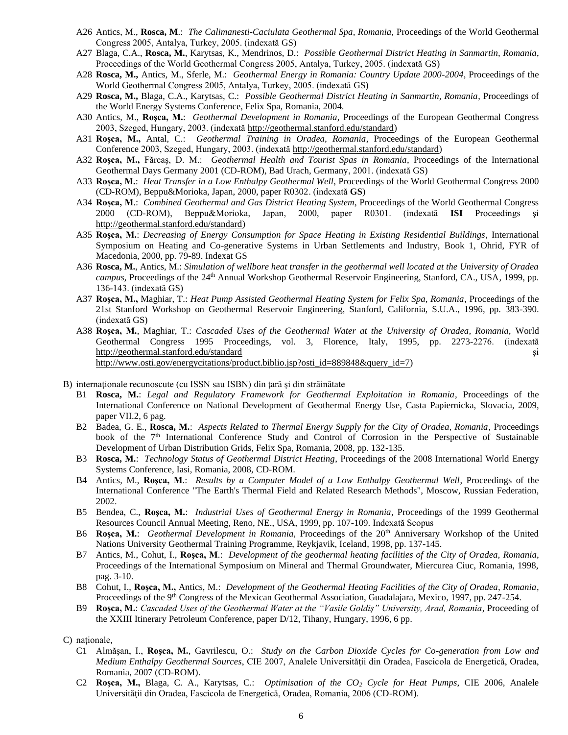- A26 Antics, M., **Rosca, M**.: *The Calimanesti-Caciulata Geothermal Spa, Romania*, Proceedings of the World Geothermal Congress 2005, Antalya, Turkey, 2005. (indexată GS)
- A27 Blaga, C.A., **Rosca, M.**, Karytsas, K., Mendrinos, D.: *Possible Geothermal District Heating in Sanmartin, Romania*, Proceedings of the World Geothermal Congress 2005, Antalya, Turkey, 2005. (indexată GS)
- A28 **Rosca, M.,** Antics, M., Sferle, M.: *Geothermal Energy in Romania: Country Update 2000-2004*, Proceedings of the World Geothermal Congress 2005, Antalya, Turkey, 2005. (indexată GS)
- A29 **Rosca, M.,** Blaga, C.A., Karytsas, C.: *Possible Geothermal District Heating in Sanmartin, Romania*, Proceedings of the World Energy Systems Conference, Felix Spa, Romania, 2004.
- A30 Antics, M., **Roşca, M.**: *Geothermal Development in Romania*, Proceedings of the European Geothermal Congress 2003, Szeged, Hungary, 2003. (indexată http://geothermal.stanford.edu/standard)
- A31 **Roşca, M.,** Antal, C.: *Geothermal Training in Oradea, Romania*, Proceedings of the European Geothermal Conference 2003, Szeged, Hungary, 2003. (indexată http://geothermal.stanford.edu/standard)
- A32 **Roşca, M.,** Fărcaş, D. M.: *Geothermal Health and Tourist Spas in Romania*, Proceedings of the International Geothermal Days Germany 2001 (CD-ROM), Bad Urach, Germany, 2001. (indexată GS)
- A33 **Roşca, M.**: *Heat Transfer in a Low Enthalpy Geothermal Well*, Proceedings of the World Geothermal Congress 2000 (CD-ROM), Beppu&Morioka, Japan, 2000, paper R0302. (indexată **GS**)
- A34 **Roşca, M**.: *Combined Geothermal and Gas District Heating System*, Proceedings of the World Geothermal Congress 2000 (CD-ROM), Beppu&Morioka, Japan, 2000, paper R0301. (indexată **ISI** Proceedings şi http://geothermal.stanford.edu/standard)
- A35 **Roşca, M.**: *Decreasing of Energy Consumption for Space Heating in Existing Residential Buildings*, International Symposium on Heating and Co-generative Systems in Urban Settlements and Industry, Book 1, Ohrid, FYR of Macedonia, 2000, pp. 79-89. Indexat GS
- A36 **Rosca, M.**, Antics, M.: *Simulation of wellbore heat transfer in the geothermal well located at the University of Oradea campus*, Proceedings of the 24[th] Annual Workshop Geothermal Reservoir Engineering, Stanford, CA., USA, 1999, pp. 136-143. (indexată GS)
- A37 **Roşca, M.,** Maghiar, T.: *Heat Pump Assisted Geothermal Heating System for Felix Spa, Romania*, Proceedings of the 21st Stanford Workshop on Geothermal Reservoir Engineering, Stanford, California, S.U.A., 1996, pp. 383-390. (indexată GS)
- A38 **Roşca, M.**, Maghiar, T.: *Cascaded Uses of the Geothermal Water at the University of Oradea, Romania,* World Geothermal Congress 1995 Proceedings, vol. 3, Florence, Italy, 1995, pp. 2273-2276. (indexată http://geothermal.stanford.edu/standard şi http://www.osti.gov/energycitations/product.biblio.jsp?osti_id=889848&query_id=7)

B) internaţionale recunoscute (cu ISSN sau ISBN) din ţară şi din străinătate

- B1 **Rosca, M.**: *Legal and Regulatory Framework for Geothermal Exploitation in Romania*, Proceedings of the International Conference on National Development of Geothermal Energy Use, Casta Papiernicka, Slovacia, 2009, paper VII.2, 6 pag.
- B2 Badea, G. E., **Rosca, M.**: *Aspects Related to Thermal Energy Supply for the City of Oradea, Romania*, Proceedings book of the 7[th] International Conference Study and Control of Corrosion in the Perspective of Sustainable Development of Urban Distribution Grids, Felix Spa, Romania, 2008, pp. 132-135.
- B3 **Rosca, M.**: *Technology Status of Geothermal District Heating*, Proceedings of the 2008 International World Energy Systems Conference, Iasi, Romania, 2008, CD-ROM.
- B4 Antics, M., **Roşca, M**.: *Results by a Computer Model of a Low Enthalpy Geothermal Well*, Proceedings of the International Conference "The Earth's Thermal Field and Related Research Methods", Moscow, Russian Federation, 2002.
- B5 Bendea, C., **Roşca, M.**: *Industrial Uses of Geothermal Energy in Romania*, Proceedings of the 1999 Geothermal Resources Council Annual Meeting, Reno, NE., USA, 1999, pp. 107-109. Indexată Scopus
- B6 **Roşca, M.**: *Geothermal Development in Romania*, Proceedings of the 20[th] Anniversary Workshop of the United Nations University Geothermal Training Programme, Reykjavik, Iceland, 1998, pp. 137-145.
- B7 Antics, M., Cohut, I., **Roşca, M**.: *Development of the geothermal heating facilities of the City of Oradea, Romania*, Proceedings of the International Symposium on Mineral and Thermal Groundwater, Miercurea Ciuc, Romania, 1998, pag. 3-10.
- B8 Cohut, I., **Roşca, M.,** Antics, M.: *Development of the Geothermal Heating Facilities of the City of Oradea, Romania*, Proceedings of the 9[th] Congress of the Mexican Geothermal Association, Guadalajara, Mexico, 1997, pp. 247-254.
- B9 **Roşca, M.**: *Cascaded Uses of the Geothermal Water at the "Vasile Goldiş" University, Arad, Romania*, Proceeding of the XXIII Itinerary Petroleum Conference, paper D/12, Tihany, Hungary, 1996, 6 pp.

C) naţionale,

- C1 Almăşan, I., **Roşca, M.**, Gavrilescu, O.: *Study on the Carbon Dioxide Cycles for Co-generation from Low and Medium Enthalpy Geothermal Sources*, CIE 2007, Analele Universităţii din Oradea, Fascicola de Energetică, Oradea, Romania, 2007 (CD-ROM).
- C2 **Roşca, M.,** Blaga, C. A., Karytsas, C.: *Optimisation of the $CO_2$ Cycle for Heat Pumps*, CIE 2006, Analele Universităţii din Oradea, Fascicola de Energetică, Oradea, Romania, 2006 (CD-ROM).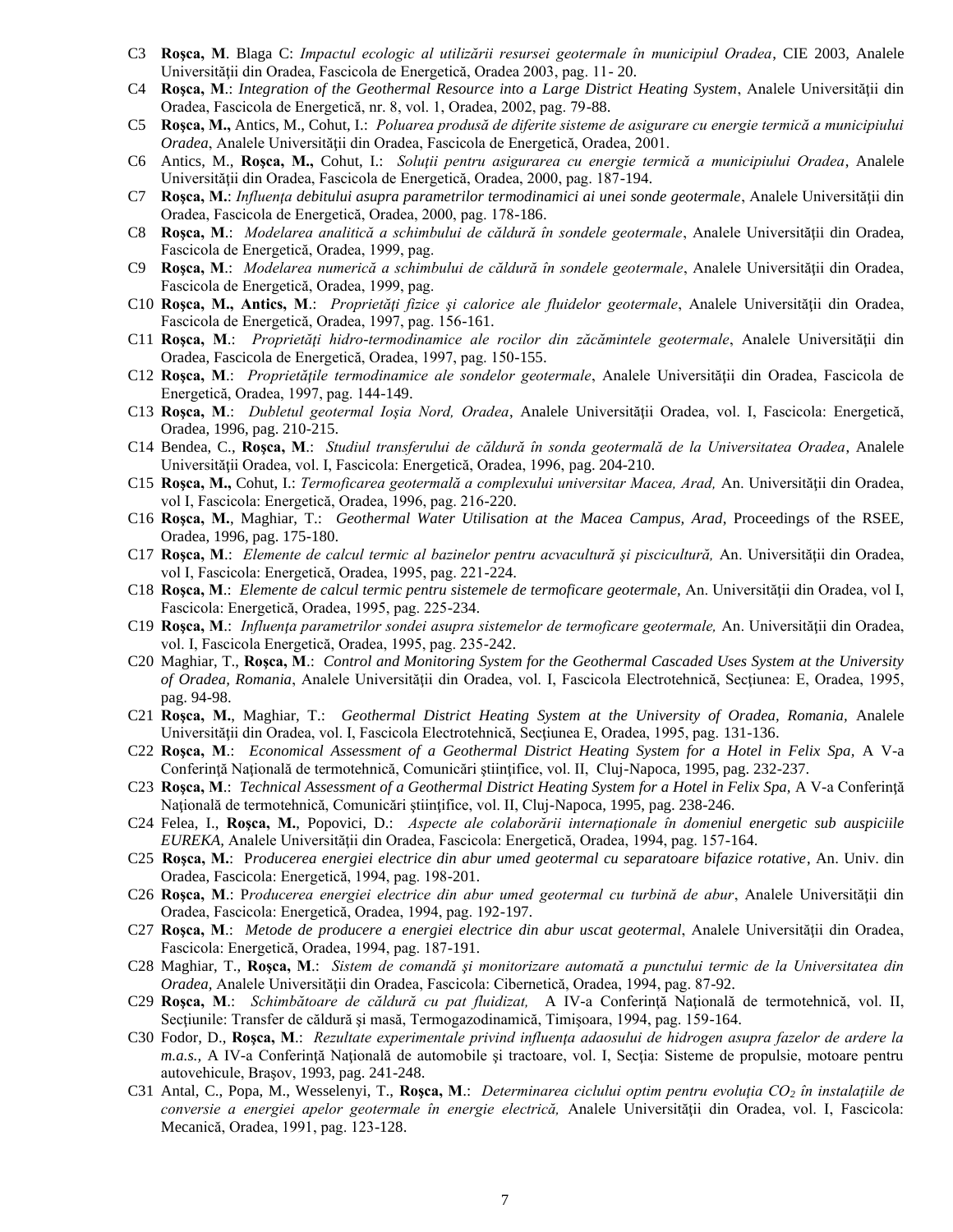C3 **Roşca, M**. Blaga C: *Impactul ecologic al utilizării resursei geotermale în municipiul Oradea*, CIE 2003, Analele Universităţii din Oradea, Fascicola de Energetică, Oradea 2003, pag. 11- 20.

C4 **Roşca, M**.: *Integration of the Geothermal Resource into a Large District Heating System*, Analele Universităţii din Oradea, Fascicola de Energetică, nr. 8, vol. 1, Oradea, 2002, pag. 79-88.

C5 **Roşca, M.,** Antics, M., Cohut, I.: *Poluarea produsă de diferite sisteme de asigurare cu energie termică a municipiului Oradea*, Analele Universităţii din Oradea, Fascicola de Energetică, Oradea, 2001.

C6 Antics, M., **Roşca, M.,** Cohut, I.: *Soluţii pentru asigurarea cu energie termică a municipiului Oradea*, Analele Universităţii din Oradea, Fascicola de Energetică, Oradea, 2000, pag. 187-194.

C7 **Roşca, M.:** *Influenţa debitului asupra parametrilor termodinamici ai unei sonde geotermale*, Analele Universităţii din Oradea, Fascicola de Energetică, Oradea, 2000, pag. 178-186.

C8 **Roşca, M**.: *Modelarea analitică a schimbului de căldură în sondele geotermale*, Analele Universităţii din Oradea, Fascicola de Energetică, Oradea, 1999, pag.

C9 **Roşca, M**.: *Modelarea numerică a schimbului de căldură în sondele geotermale*, Analele Universităţii din Oradea, Fascicola de Energetică, Oradea, 1999, pag.

C10 **Roşca, M., Antics, M**.: *Proprietăţi fizice şi calorice ale fluidelor geotermale*, Analele Universităţii din Oradea, Fascicola de Energetică, Oradea, 1997, pag. 156-161.

C11 **Roşca, M**.: *Proprietăţi hidro-termodinamice ale rocilor din zăcămintele geotermale*, Analele Universităţii din Oradea, Fascicola de Energetică, Oradea, 1997, pag. 150-155.

C12 **Roşca, M**.: *Proprietăţile termodinamice ale sondelor geotermale*, Analele Universităţii din Oradea, Fascicola de Energetică, Oradea, 1997, pag. 144-149.

C13 **Roşca, M**.: *Dubletul geotermal Ioşia Nord, Oradea*, Analele Universităţii Oradea, vol. I, Fascicola: Energetică, Oradea, 1996, pag. 210-215.

C14 Bendea, C., **Roşca, M**.: *Studiul transferului de căldură în sonda geotermală de la Universitatea Oradea*, Analele Universităţii Oradea, vol. I, Fascicola: Energetică, Oradea, 1996, pag. 204-210.

C15 **Roşca, M.,** Cohut, I.: *Termoficarea geotermală a complexului universitar Macea, Arad,* An. Universităţii din Oradea, vol I, Fascicola: Energetică, Oradea, 1996, pag. 216-220.

C16 **Roşca, M.**, Maghiar, T.: *Geothermal Water Utilisation at the Macea Campus, Arad,* Proceedings of the RSEE, Oradea, 1996, pag. 175-180.

C17 **Roşca, M**.: *Elemente de calcul termic al bazinelor pentru acvacultură şi piscicultură,* An. Universităţii din Oradea, vol I, Fascicola: Energetică, Oradea, 1995, pag. 221-224.

C18 **Roşca, M**.: *Elemente de calcul termic pentru sistemele de termoficare geotermale,* An. Universităţii din Oradea, vol I, Fascicola: Energetică, Oradea, 1995, pag. 225-234.

C19 **Roşca, M**.: *Influenţa parametrilor sondei asupra sistemelor de termoficare geotermale,* An. Universităţii din Oradea, vol. I, Fascicola Energetică, Oradea, 1995, pag. 235-242.

C20 Maghiar, T., **Roşca, M**.: *Control and Monitoring System for the Geothermal Cascaded Uses System at the University of Oradea, Romania*, Analele Universităţii din Oradea, vol. I, Fascicola Electrotehnică, Secţiunea: E, Oradea, 1995, pag. 94-98.

C21 **Roşca, M.**, Maghiar, T.: *Geothermal District Heating System at the University of Oradea, Romania*, Analele Universităţii din Oradea, vol. I, Fascicola Electrotehnică, Secţiunea E, Oradea, 1995, pag. 131-136.

C22 **Roşca, M**.: *Economical Assessment of a Geothermal District Heating System for a Hotel in Felix Spa,* A V-a Conferinţă Naţională de termotehnică, Comunicări ştiinţifice, vol. II, Cluj-Napoca, 1995, pag. 232-237.

C23 **Roşca, M**.: *Technical Assessment of a Geothermal District Heating System for a Hotel in Felix Spa,* A V-a Conferinţă Naţională de termotehnică, Comunicări ştiinţifice, vol. II, Cluj-Napoca, 1995, pag. 238-246.

C24 Felea, I., **Roşca, M.**, Popovici, D.: *Aspecte ale colaborării internaţionale în domeniul energetic sub auspiciile EUREKA,* Analele Universităţii din Oradea, Fascicola: Energetică, Oradea, 1994, pag. 157-164.

C25 **Roşca, M.**: *Producerea energiei electrice din abur umed geotermal cu separatoare bifazice rotative*, An. Univ. din Oradea, Fascicola: Energetică, Oradea, 1994, pag. 198-201.

C26 **Roşca, M**.: *Producerea energiei electrice din abur umed geotermal cu turbină de abur*, Analele Universităţii din Oradea, Fascicola: Energetică, Oradea, 1994, pag. 192-197.

C27 **Roşca, M**.: *Metode de producere a energiei electrice din abur uscat geotermal*, Analele Universităţii din Oradea, Fascicola: Energetică, Oradea, 1994, pag. 187-191.

C28 Maghiar, T., **Roşca, M**.: *Sistem de comandă şi monitorizare automată a punctului termic de la Universitatea din Oradea,* Analele Universităţii din Oradea, Fascicola: Cibernetică, Oradea, 1994, pag. 87-92.

C29 **Roşca, M**.: *Schimbătoare de căldură cu pat fluidizat,* A IV-a Conferinţă Naţională de termotehnică, vol. II, Secţiunile: Transfer de căldură şi masă, Termogazodinamică, Timişoara, 1994, pag. 159-164.

C30 Fodor, D., **Roşca, M**.: *Rezultate experimentale privind influenţa adaosului de hidrogen asupra fazelor de ardere la m.a.s.,* A IV-a Conferinţă Naţională de automobile şi tractoare, vol. I, Secţia: Sisteme de propulsie, motoare pentru autovehicule, Braşov, 1993, pag. 241-248.

C31 Antal, C., Popa, M., Wesselenyi, T., **Roşca, M**.: *Determinarea ciclului optim pentru evoluţia $CO_2$ în instalaţiile de conversie a energiei apelor geotermale în energie electrică,* Analele Universităţii din Oradea, vol. I, Fascicola: Mecanică, Oradea, 1991, pag. 123-128.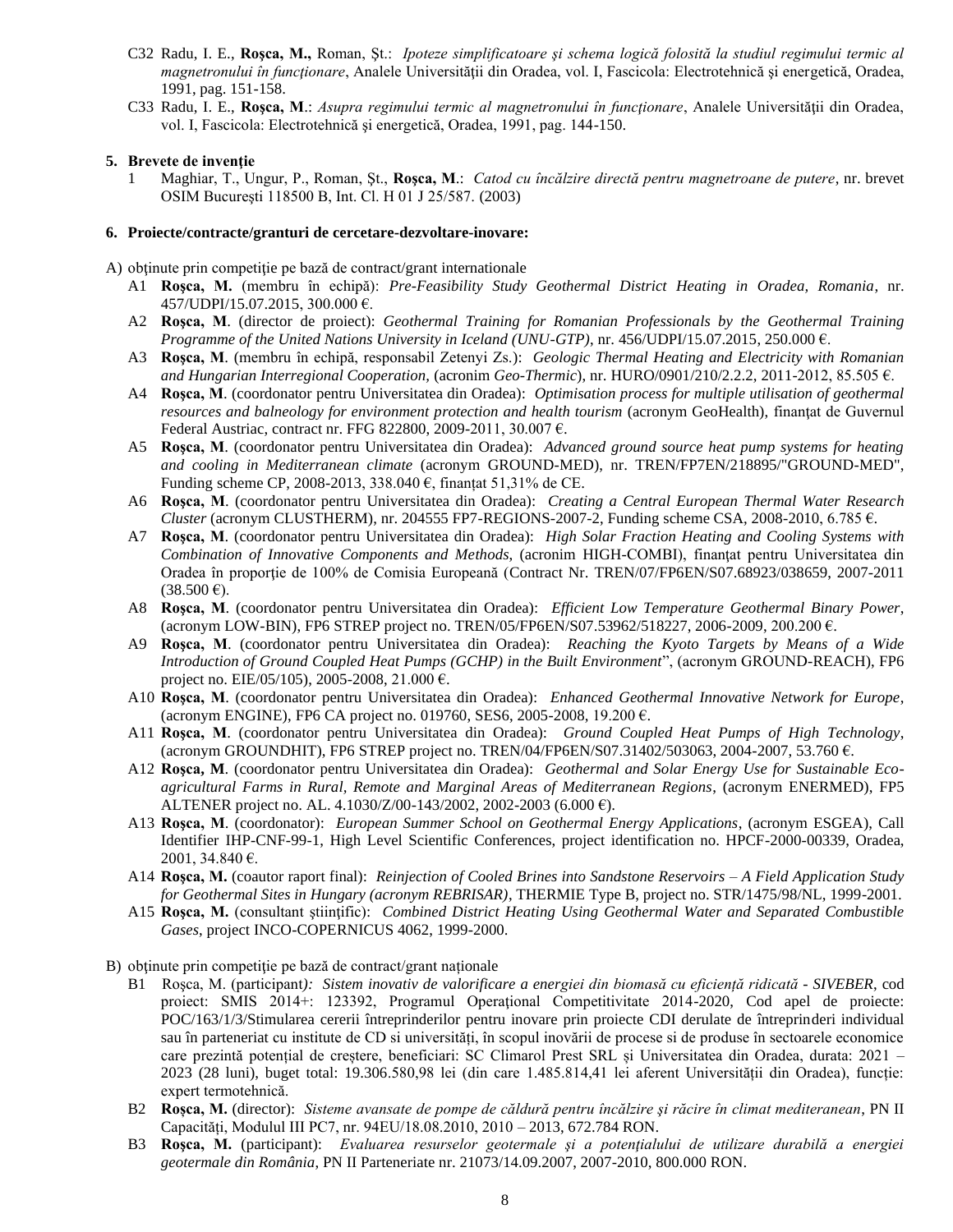C32 Radu, I. E., **Roşca, M.,** Roman, Şt.: *Ipoteze simplificatoare şi schema logică folosită la studiul regimului termic al magnetronului în funcţionare*, Analele Universităţii din Oradea, vol. I, Fascicola: Electrotehnică şi energetică, Oradea, 1991, pag. 151-158.

C33 Radu, I. E., **Roşca, M.**: *Asupra regimului termic al magnetronului în funcţionare*, Analele Universităţii din Oradea, vol. I, Fascicola: Electrotehnică şi energetică, Oradea, 1991, pag. 144-150.

## 5. Brevete de invenţie

1 Maghiar, T., Ungur, P., Roman, Şt., **Roşca, M.**: *Catod cu încălzire directă pentru magnetroane de putere*, nr. brevet OSIM Bucureşti 118500 B, Int. Cl. H 01 J 25/587. (2003)

## 6. Proiecte/contracte/granturi de cercetare-dezvoltare-inovare:

A) obţinute prin competiţie pe bază de contract/grant internationale

A1 **Roşca, M.** (membru în echipă): *Pre-Feasibility Study Geothermal District Heating in Oradea, Romania*, nr. 457/UDPI/15.07.2015, 300.000 €.

A2 **Roşca, M**. (director de proiect): *Geothermal Training for Romanian Professionals by the Geothermal Training Programme of the United Nations University in Iceland (UNU-GTP)*, nr. 456/UDPI/15.07.2015, 250.000 €.

A3 **Roşca, M**. (membru în echipă, responsabil Zetenyi Zs.): *Geologic Thermal Heating and Electricity with Romanian and Hungarian Interregional Cooperation,* (acronim *Geo-Thermic*), nr. HURO/0901/210/2.2.2, 2011-2012, 85.505 €.

A4 **Roşca, M**. (coordonator pentru Universitatea din Oradea): *Optimisation process for multiple utilisation of geothermal resources and balneology for environment protection and health tourism* (acronym GeoHealth), finanţat de Guvernul Federal Austriac, contract nr. FFG 822800, 2009-2011, 30.007 €.

A5 **Roşca, M**. (coordonator pentru Universitatea din Oradea): *Advanced ground source heat pump systems for heating and cooling in Mediterranean climate* (acronym GROUND-MED), nr. TREN/FP7EN/218895/"GROUND-MED", Funding scheme CP, 2008-2013, 338.040 €, finanţat 51,31% de CE.

A6 **Roşca, M**. (coordonator pentru Universitatea din Oradea): *Creating a Central European Thermal Water Research Cluster* (acronym CLUSTHERM), nr. 204555 FP7-REGIONS-2007-2, Funding scheme CSA, 2008-2010, 6.785 €.

A7 **Roşca, M**. (coordonator pentru Universitatea din Oradea): *High Solar Fraction Heating and Cooling Systems with Combination of Innovative Components and Methods,* (acronim HIGH-COMBI), finanţat pentru Universitatea din Oradea în proporţie de 100% de Comisia Europeană (Contract Nr. TREN/07/FP6EN/S07.68923/038659, 2007-2011 (38.500 €).

A8 **Roşca, M**. (coordonator pentru Universitatea din Oradea): *Efficient Low Temperature Geothermal Binary Power*, (acronym LOW-BIN), FP6 STREP project no. TREN/05/FP6EN/S07.53962/518227, 2006-2009, 200.200 €.

A9 **Roşca, M**. (coordonator pentru Universitatea din Oradea): *Reaching the Kyoto Targets by Means of a Wide Introduction of Ground Coupled Heat Pumps (GCHP) in the Built Environment*", (acronym GROUND-REACH), FP6 project no. EIE/05/105), 2005-2008, 21.000 €.

A10 **Roşca, M**. (coordonator pentru Universitatea din Oradea): *Enhanced Geothermal Innovative Network for Europe*, (acronym ENGINE), FP6 CA project no. 019760, SES6, 2005-2008, 19.200 €.

A11 **Roşca, M**. (coordonator pentru Universitatea din Oradea): *Ground Coupled Heat Pumps of High Technology*, (acronym GROUNDHIT), FP6 STREP project no. TREN/04/FP6EN/S07.31402/503063, 2004-2007, 53.760 €.

A12 **Roşca, M**. (coordonator pentru Universitatea din Oradea): *Geothermal and Solar Energy Use for Sustainable Eco-agricultural Farms in Rural, Remote and Marginal Areas of Mediterranean Regions*, (acronym ENERMED), FP5 ALTENER project no. AL. 4.1030/Z/00-143/2002, 2002-2003 (6.000 €).

A13 **Roşca, M**. (coordonator): *European Summer School on Geothermal Energy Applications*, (acronym ESGEA), Call Identifier IHP-CNF-99-1, High Level Scientific Conferences, project identification no. HPCF-2000-00339, Oradea, 2001, 34.840 €.

A14 **Roşca, M.** (coautor raport final): *Reinjection of Cooled Brines into Sandstone Reservoirs – A Field Application Study for Geothermal Sites in Hungary (acronym REBRISAR)*, THERMIE Type B, project no. STR/1475/98/NL, 1999-2001.

A15 **Roşca, M.** (consultant științific): *Combined District Heating Using Geothermal Water and Separated Combustible Gases*, project INCO-COPERNICUS 4062, 1999-2000.

B) obţinute prin competiţie pe bază de contract/grant naţionale

B1 Roşca, M. (participant*): Sistem inovativ de valorificare a energiei din biomasă cu eficiență ridicată - SIVEBER*, cod proiect: SMIS 2014+: 123392, Programul Operațional Competitivitate 2014-2020, Cod apel de proiecte: POC/163/1/3/Stimularea cererii întreprinderilor pentru inovare prin proiecte CDI derulate de întreprinderi individual sau în parteneriat cu institute de CD si universități, în scopul inovării de procese si de produse în sectoarele economice care prezintă potențial de creștere, beneficiari: SC Climarol Prest SRL și Universitatea din Oradea, durata: 2021 – 2023 (28 luni), buget total: 19.306.580,98 lei (din care 1.485.814,41 lei aferent Universității din Oradea), funcție: expert termotehnică.

B2 **Roşca, M.** (director): *Sisteme avansate de pompe de căldură pentru încălzire şi răcire în climat mediteranean*, PN II Capacităţi, Modulul III PC7, nr. 94EU/18.08.2010, 2010 – 2013, 672.784 RON.

B3 **Roşca, M.** (participant): *Evaluarea resurselor geotermale şi a potenţialului de utilizare durabilă a energiei geotermale din România*, PN II Parteneriate nr. 21073/14.09.2007, 2007-2010, 800.000 RON.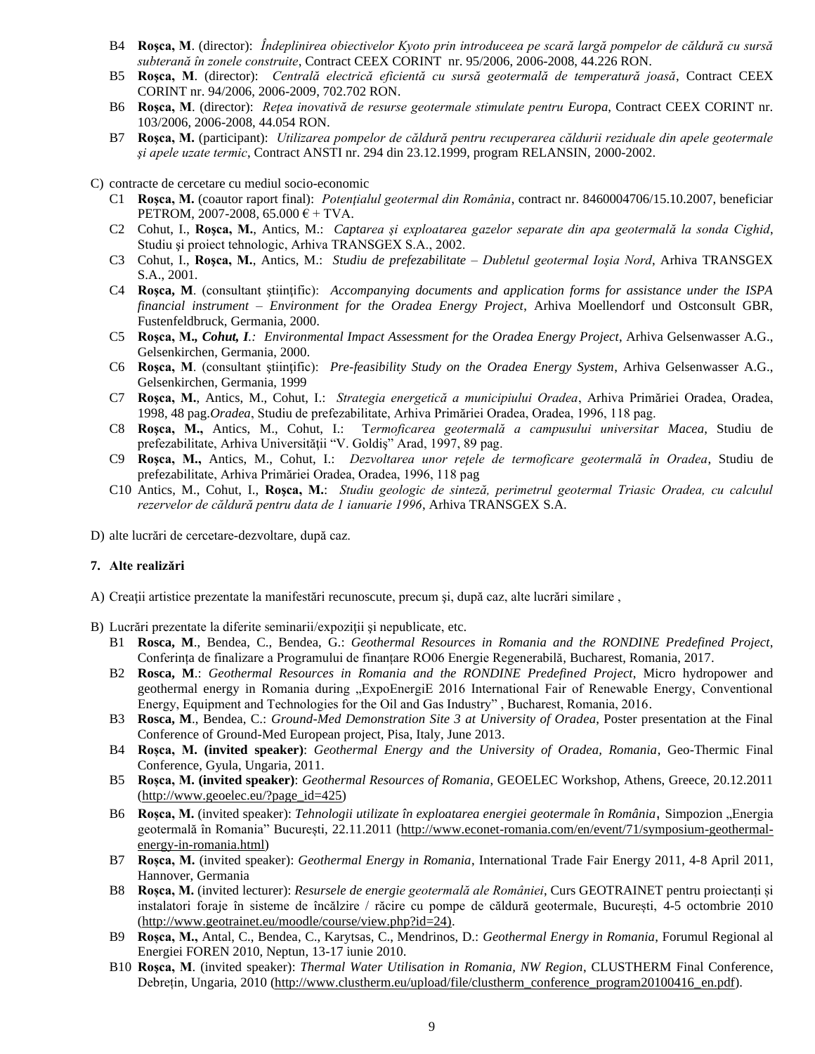- B4 **Roşca, M**. (director): *Îndeplinirea obiectivelor Kyoto prin introduceea pe scară largă pompelor de căldură cu sursă subterană în zonele construite*, Contract CEEX CORINT nr. 95/2006, 2006-2008, 44.226 RON.
- B5 **Roşca, M**. (director): *Centrală electrică eficientă cu sursă geotermală de temperatură joasă*, Contract CEEX CORINT nr. 94/2006, 2006-2009, 702.702 RON.
- B6 **Roşca, M**. (director): *Reţea inovativă de resurse geotermale stimulate pentru Europa*, Contract CEEX CORINT nr. 103/2006, 2006-2008, 44.054 RON.
- B7 **Roşca, M.** (participant): *Utilizarea pompelor de căldură pentru recuperarea căldurii reziduale din apele geotermale şi apele uzate termic*, Contract ANSTI nr. 294 din 23.12.1999, program RELANSIN, 2000-2002.

C) contracte de cercetare cu mediul socio-economic

- C1 **Roşca, M.** (coautor raport final): *Potenţialul geotermal din România*, contract nr. 8460004706/15.10.2007, beneficiar PETROM, 2007-2008, 65.000 € + TVA.
- C2 Cohut, I., **Roşca, M.**, Antics, M.: *Captarea şi exploatarea gazelor separate din apa geotermală la sonda Cighid*, Studiu şi proiect tehnologic, Arhiva TRANSGEX S.A., 2002.
- C3 Cohut, I., **Roşca, M.**, Antics, M.: *Studiu de prefezabilitate – Dubletul geotermal Ioşia Nord*, Arhiva TRANSGEX S.A., 2001.
- C4 **Roşca, M**. (consultant ştiinţific): *Accompanying documents and application forms for assistance under the ISPA financial instrument – Environment for the Oradea Energy Project*, Arhiva Moellendorf und Ostconsult GBR, Fustenfeldbruck, Germania, 2000.
- C5 **Roşca, M.,** ***Cohut, I***.: *Environmental Impact Assessment for the Oradea Energy Project*, Arhiva Gelsenwasser A.G., Gelsenkirchen, Germania, 2000.
- C6 **Roşca, M**. (consultant ştiinţific): *Pre-feasibility Study on the Oradea Energy System*, Arhiva Gelsenwasser A.G., Gelsenkirchen, Germania, 1999
- C7 **Roşca, M.**, Antics, M., Cohut, I.: *Strategia energetică a municipiului Oradea*, Arhiva Primăriei Oradea, Oradea, 1998, 48 pag.*Oradea*, Studiu de prefezabilitate, Arhiva Primăriei Oradea, Oradea, 1996, 118 pag.
- C8 **Roşca, M.,** Antics, M., Cohut, I.: T*ermoficarea geotermală a campusului universitar Macea*, Studiu de prefezabilitate, Arhiva Universităţii "V. Goldiş" Arad, 1997, 89 pag.
- C9 **Roşca, M.,** Antics, M., Cohut, I.: *Dezvoltarea unor reţele de termoficare geotermală în Oradea*, Studiu de prefezabilitate, Arhiva Primăriei Oradea, Oradea, 1996, 118 pag
- C10 Antics, M., Cohut, I., **Roşca, M.**: *Studiu geologic de sinteză, perimetrul geotermal Triasic Oradea, cu calculul rezervelor de căldură pentru data de 1 ianuarie 1996*, Arhiva TRANSGEX S.A.

D) alte lucrări de cercetare-dezvoltare, după caz.

**7. Alte realizări**

A) Creaţii artistice prezentate la manifestări recunoscute, precum şi, după caz, alte lucrări similare ,

B) Lucrări prezentate la diferite seminarii/expoziţii şi nepublicate, etc.

- B1 **Rosca, M**., Bendea, C., Bendea, G.: *Geothermal Resources in Romania and the RONDINE Predefined Project*, Conferința de finalizare a Programului de finanțare RO06 Energie Regenerabilă, Bucharest, Romania, 2017.
- B2 **Rosca, M**.: *Geothermal Resources in Romania and the RONDINE Predefined Project*, Micro hydropower and geothermal energy in Romania during „ExpoEnergiE 2016 International Fair of Renewable Energy, Conventional Energy, Equipment and Technologies for the Oil and Gas Industry" , Bucharest, Romania, 2016.
- B3 **Rosca, M**., Bendea, C.: *Ground-Med Demonstration Site 3 at University of Oradea*, Poster presentation at the Final Conference of Ground-Med European project, Pisa, Italy, June 2013.
- B4 **Roşca, M. (invited speaker)**: *Geothermal Energy and the University of Oradea, Romania*, Geo-Thermic Final Conference, Gyula, Ungaria, 2011.
- B5 **Roşca, M. (invited speaker)**: *Geothermal Resources of Romania*, GEOELEC Workshop, Athens, Greece, 20.12.2011 (http://www.geoelec.eu/?page_id=425)
- B6 **Roşca, M.** (invited speaker): *Tehnologii utilizate în exploatarea energiei geotermale în România*, Simpozion „Energia geotermală în Romania" București, 22.11.2011 (http://www.econet-romania.com/en/event/71/symposium-geothermal-energy-in-romania.html)
- B7 **Roşca, M.** (invited speaker): *Geothermal Energy in Romania*, International Trade Fair Energy 2011, 4-8 April 2011, Hannover, Germania
- B8 **Roşca, M.** (invited lecturer): *Resursele de energie geotermală ale României*, Curs GEOTRAINET pentru proiectanți și instalatori foraje în sisteme de încălzire / răcire cu pompe de căldură geotermale, București, 4-5 octombrie 2010 (http://www.geotrainet.eu/moodle/course/view.php?id=24).
- B9 **Roşca, M.,** Antal, C., Bendea, C., Karytsas, C., Mendrinos, D.: *Geothermal Energy in Romania*, Forumul Regional al Energiei FOREN 2010, Neptun, 13-17 iunie 2010.
- B10 **Roşca, M**. (invited speaker): *Thermal Water Utilisation in Romania, NW Region*, CLUSTHERM Final Conference, Debrețin, Ungaria, 2010 (http://www.clustherm.eu/upload/file/clustherm_conference_program20100416_en.pdf).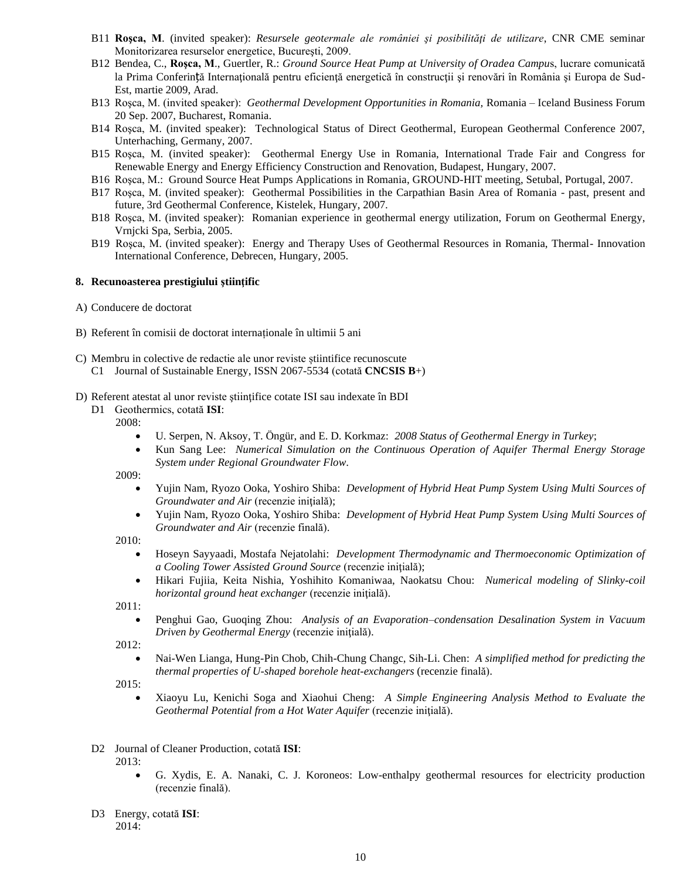B11 **Roşca, M**. (invited speaker): *Resursele geotermale ale româniei şi posibilităţi de utilizare*, CNR CME seminar Monitorizarea resurselor energetice, Bucureşti, 2009.

B12 Bendea, C., **Roşca, M**., Guertler, R.: *Ground Source Heat Pump at University of Oradea Campus*, lucrare comunicată la Prima Conferinţă Internaţională pentru eficienţă energetică în construcţii şi renovări în România şi Europa de Sud-Est, martie 2009, Arad.

B13 Roşca, M. (invited speaker): *Geothermal Development Opportunities in Romania,* Romania – Iceland Business Forum 20 Sep. 2007, Bucharest, Romania.

B14 Roşca, M. (invited speaker): Technological Status of Direct Geothermal, European Geothermal Conference 2007, Unterhaching, Germany, 2007.

B15 Roşca, M. (invited speaker): Geothermal Energy Use in Romania, International Trade Fair and Congress for Renewable Energy and Energy Efficiency Construction and Renovation, Budapest, Hungary, 2007.

B16 Roşca, M.: Ground Source Heat Pumps Applications in Romania, GROUND-HIT meeting, Setubal, Portugal, 2007.

B17 Roşca, M. (invited speaker): Geothermal Possibilities in the Carpathian Basin Area of Romania - past, present and future, 3rd Geothermal Conference, Kistelek, Hungary, 2007.

B18 Roşca, M. (invited speaker): Romanian experience in geothermal energy utilization, Forum on Geothermal Energy, Vrnjcki Spa, Serbia, 2005.

B19 Roşca, M. (invited speaker): Energy and Therapy Uses of Geothermal Resources in Romania, Thermal- Innovation International Conference, Debrecen, Hungary, 2005.

**8. Recunoasterea prestigiului științific**

A) Conducere de doctorat

B) Referent în comisii de doctorat internaționale în ultimii 5 ani

C) Membru in colective de redactie ale unor reviste științifice recunoscute
   C1 Journal of Sustainable Energy, ISSN 2067-5534 (cotată **CNCSIS B**+)

D) Referent atestat al unor reviste științifice cotate ISI sau indexate în BDI
   D1 Geothermics, cotată **ISI**:
   2008:
   - U. Serpen, N. Aksoy, T. Öngür, and E. D. Korkmaz: *2008 Status of Geothermal Energy in Turkey*;
   - Kun Sang Lee: *Numerical Simulation on the Continuous Operation of Aquifer Thermal Energy Storage System under Regional Groundwater Flow*.

   2009:
   - Yujin Nam, Ryozo Ooka, Yoshiro Shiba: *Development of Hybrid Heat Pump System Using Multi Sources of Groundwater and Air* (recenzie inițială);
   - Yujin Nam, Ryozo Ooka, Yoshiro Shiba: *Development of Hybrid Heat Pump System Using Multi Sources of Groundwater and Air* (recenzie finală).

   2010:
   - Hoseyn Sayyaadi, Mostafa Nejatolahi: *Development Thermodynamic and Thermoeconomic Optimization of a Cooling Tower Assisted Ground Source* (recenzie inițială);
   - Hikari Fujiia, Keita Nishia, Yoshihito Komaniwaa, Naokatsu Chou: *Numerical modeling of Slinky-coil horizontal ground heat exchanger* (recenzie inițială).

   2011:
   - Penghui Gao, Guoqing Zhou: *Analysis of an Evaporation–condensation Desalination System in Vacuum Driven by Geothermal Energy* (recenzie inițială).

   2012:
   - Nai-Wen Lianga, Hung-Pin Chob, Chih-Chung Changc, Sih-Li. Chen: *A simplified method for predicting the thermal properties of U-shaped borehole heat-exchangers* (recenzie finală).

   2015:
   - Xiaoyu Lu, Kenichi Soga and Xiaohui Cheng: *A Simple Engineering Analysis Method to Evaluate the Geothermal Potential from a Hot Water Aquifer* (recenzie inițială).

   D2 Journal of Cleaner Production, cotată **ISI**:
   2013:
   - G. Xydis, E. A. Nanaki, C. J. Koroneos: Low-enthalpy geothermal resources for electricity production (recenzie finală).

   D3 Energy, cotată **ISI**:
   2014: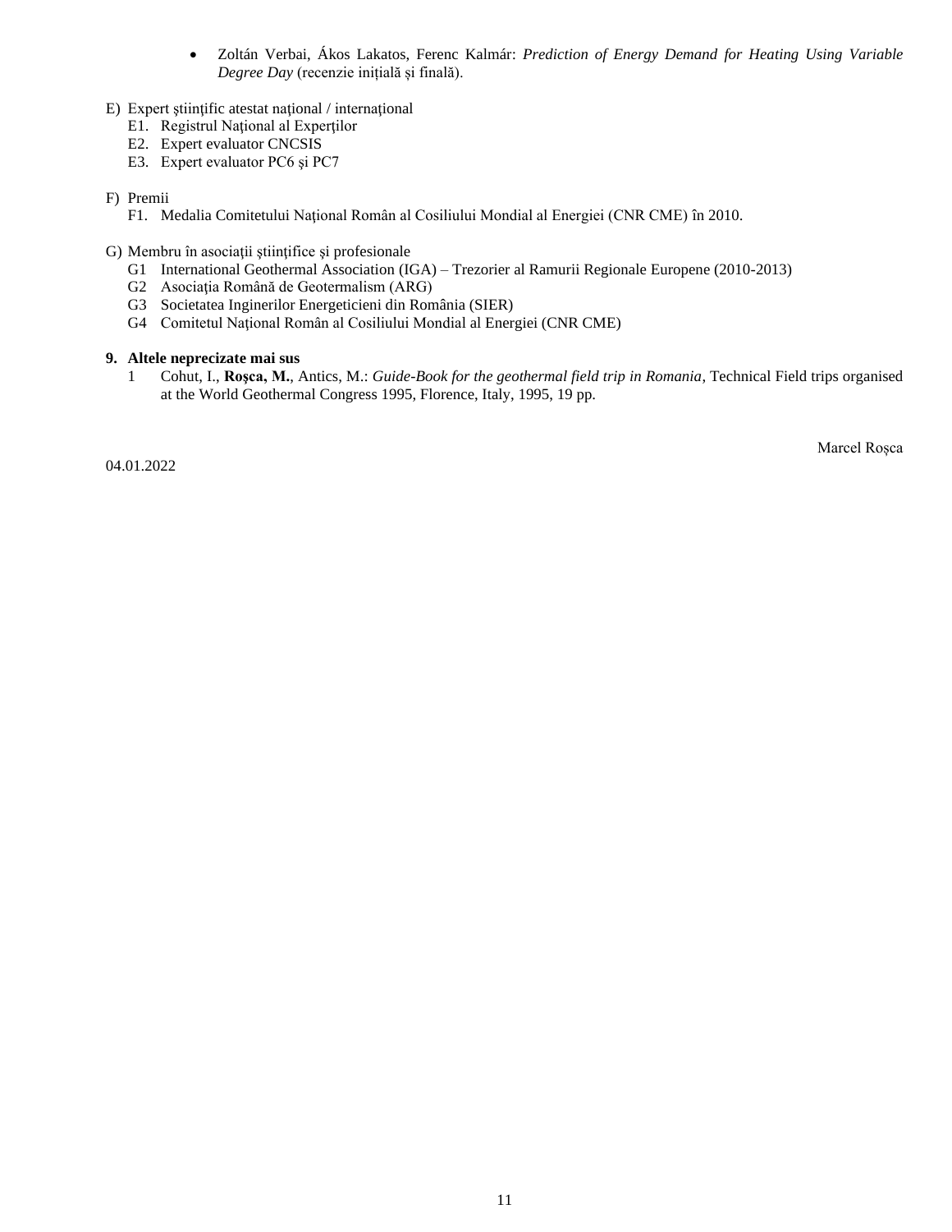- Zoltán Verbai, Ákos Lakatos, Ferenc Kalmár: *Prediction of Energy Demand for Heating Using Variable Degree Day* (recenzie inițială și finală).

E) Expert ştiinţific atestat naţional / internaţional
   - E1. Registrul Naţional al Experţilor
   - E2. Expert evaluator CNCSIS
   - E3. Expert evaluator PC6 şi PC7

F) Premii
   - F1. Medalia Comitetului Naţional Român al Cosiliului Mondial al Energiei (CNR CME) în 2010.

G) Membru în asociaţii ştiinţifice şi profesionale
   - G1 International Geothermal Association (IGA) – Trezorier al Ramurii Regionale Europene (2010-2013)
   - G2 Asociaţia Română de Geotermalism (ARG)
   - G3 Societatea Inginerilor Energeticieni din România (SIER)
   - G4 Comitetul Naţional Român al Cosiliului Mondial al Energiei (CNR CME)

**9. Altele neprecizate mai sus**

1. Cohut, I., **Roşca, M.**, Antics, M.: *Guide-Book for the geothermal field trip in Romania*, Technical Field trips organised at the World Geothermal Congress 1995, Florence, Italy, 1995, 19 pp.

Marcel Roșca

04.01.2022